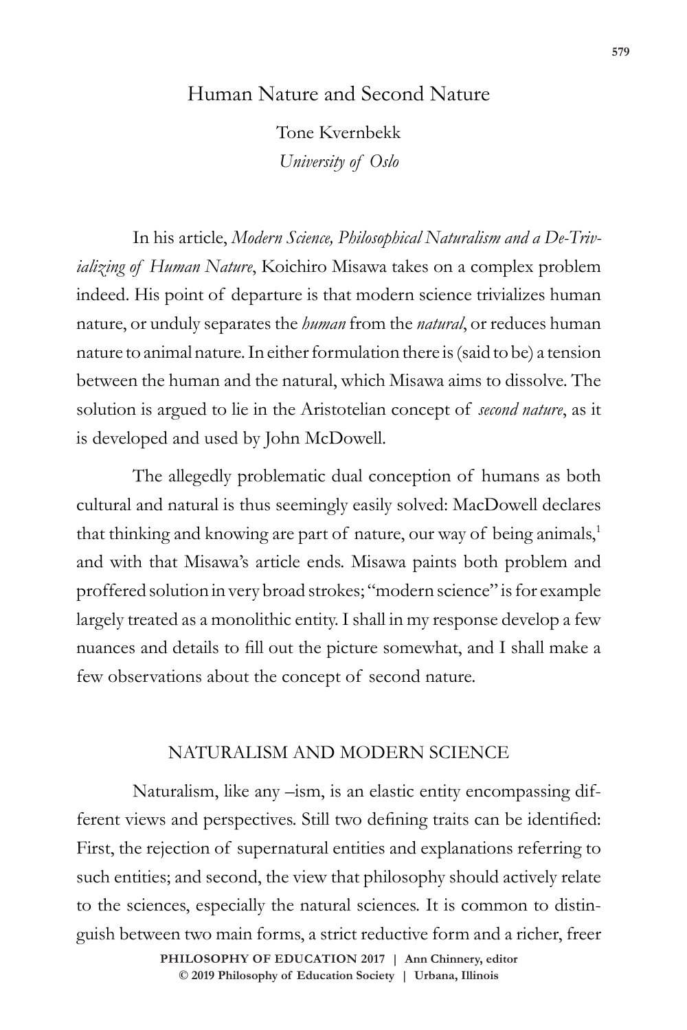# Human Nature and Second Nature

Tone Kvernbekk
*University of Oslo*

In his article, *Modern Science, Philosophical Naturalism and a De-Trivializing of Human Nature*, Koichiro Misawa takes on a complex problem indeed. His point of departure is that modern science trivializes human nature, or unduly separates the *human* from the *natural*, or reduces human nature to animal nature. In either formulation there is (said to be) a tension between the human and the natural, which Misawa aims to dissolve. The solution is argued to lie in the Aristotelian concept of *second nature*, as it is developed and used by John McDowell.

The allegedly problematic dual conception of humans as both cultural and natural is thus seemingly easily solved: MacDowell declares that thinking and knowing are part of nature, our way of being animals,[1] and with that Misawa's article ends. Misawa paints both problem and proffered solution in very broad strokes; "modern science" is for example largely treated as a monolithic entity. I shall in my response develop a few nuances and details to fill out the picture somewhat, and I shall make a few observations about the concept of second nature.

## NATURALISM AND MODERN SCIENCE

Naturalism, like any –ism, is an elastic entity encompassing different views and perspectives. Still two defining traits can be identified: First, the rejection of supernatural entities and explanations referring to such entities; and second, the view that philosophy should actively relate to the sciences, especially the natural sciences. It is common to distinguish between two main forms, a strict reductive form and a richer, freer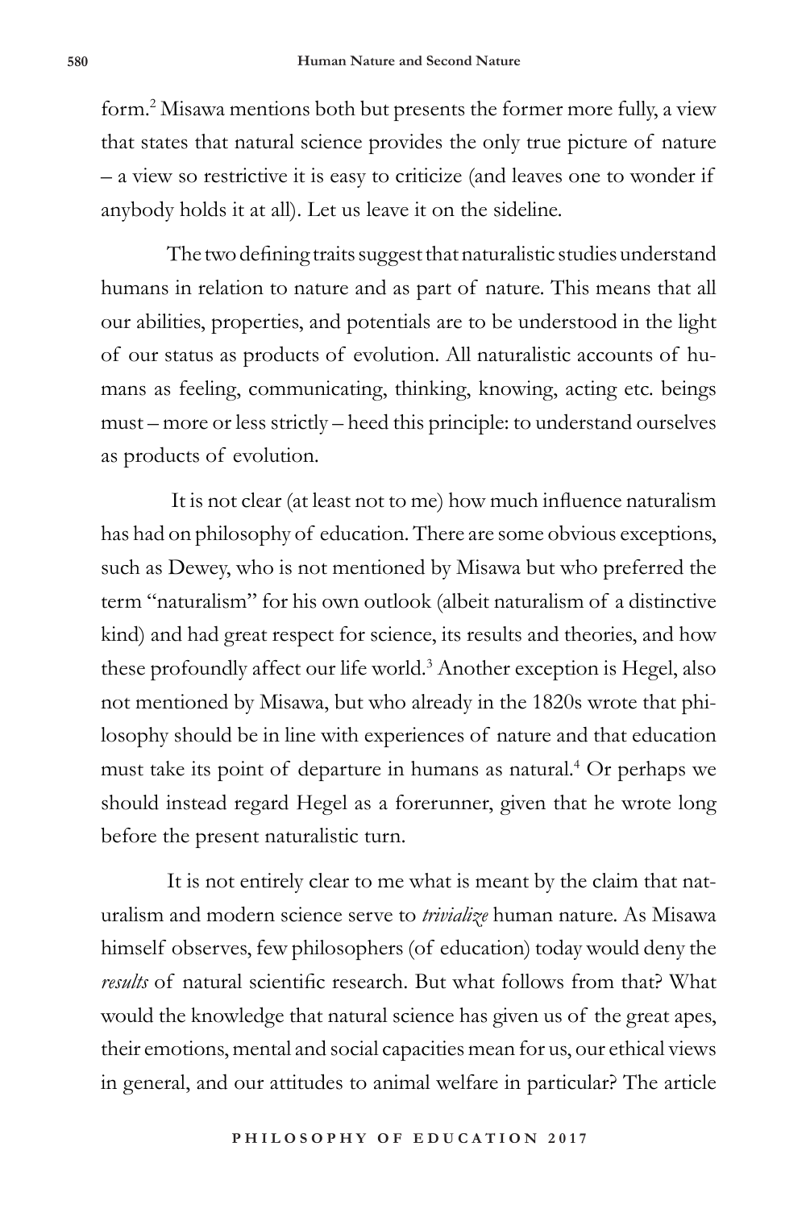form.[2] Misawa mentions both but presents the former more fully, a view that states that natural science provides the only true picture of nature – a view so restrictive it is easy to criticize (and leaves one to wonder if anybody holds it at all). Let us leave it on the sideline.

The two defining traits suggest that naturalistic studies understand humans in relation to nature and as part of nature. This means that all our abilities, properties, and potentials are to be understood in the light of our status as products of evolution. All naturalistic accounts of humans as feeling, communicating, thinking, knowing, acting etc. beings must – more or less strictly – heed this principle: to understand ourselves as products of evolution.

It is not clear (at least not to me) how much influence naturalism has had on philosophy of education. There are some obvious exceptions, such as Dewey, who is not mentioned by Misawa but who preferred the term "naturalism" for his own outlook (albeit naturalism of a distinctive kind) and had great respect for science, its results and theories, and how these profoundly affect our life world.[3] Another exception is Hegel, also not mentioned by Misawa, but who already in the 1820s wrote that philosophy should be in line with experiences of nature and that education must take its point of departure in humans as natural.[4] Or perhaps we should instead regard Hegel as a forerunner, given that he wrote long before the present naturalistic turn.

It is not entirely clear to me what is meant by the claim that naturalism and modern science serve to *trivialize* human nature. As Misawa himself observes, few philosophers (of education) today would deny the *results* of natural scientific research. But what follows from that? What would the knowledge that natural science has given us of the great apes, their emotions, mental and social capacities mean for us, our ethical views in general, and our attitudes to animal welfare in particular? The article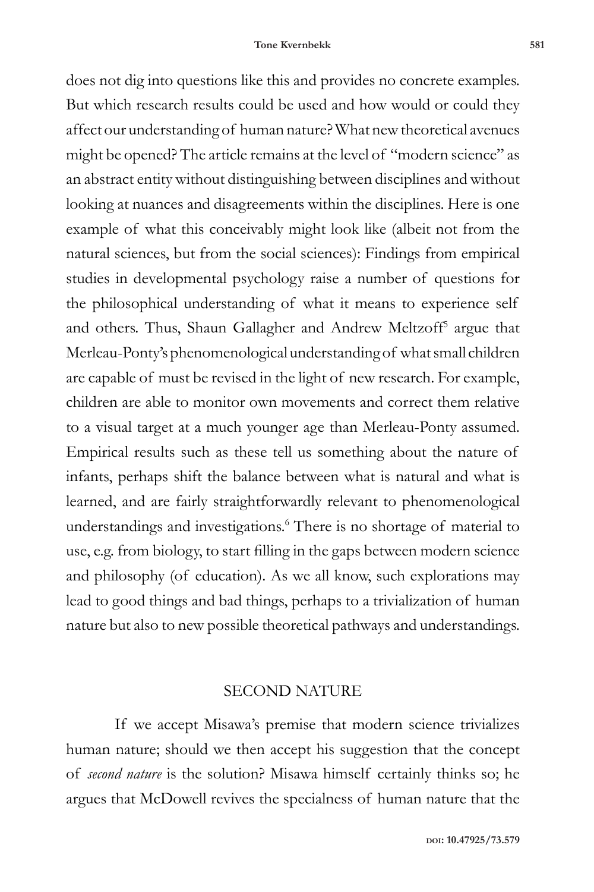does not dig into questions like this and provides no concrete examples. But which research results could be used and how would or could they affect our understanding of human nature? What new theoretical avenues might be opened? The article remains at the level of "modern science" as an abstract entity without distinguishing between disciplines and without looking at nuances and disagreements within the disciplines. Here is one example of what this conceivably might look like (albeit not from the natural sciences, but from the social sciences): Findings from empirical studies in developmental psychology raise a number of questions for the philosophical understanding of what it means to experience self and others. Thus, Shaun Gallagher and Andrew Meltzoff[5] argue that Merleau-Ponty's phenomenological understanding of what small children are capable of must be revised in the light of new research. For example, children are able to monitor own movements and correct them relative to a visual target at a much younger age than Merleau-Ponty assumed. Empirical results such as these tell us something about the nature of infants, perhaps shift the balance between what is natural and what is learned, and are fairly straightforwardly relevant to phenomenological understandings and investigations.[6] There is no shortage of material to use, e.g. from biology, to start filling in the gaps between modern science and philosophy (of education). As we all know, such explorations may lead to good things and bad things, perhaps to a trivialization of human nature but also to new possible theoretical pathways and understandings.

## SECOND NATURE

If we accept Misawa's premise that modern science trivializes human nature; should we then accept his suggestion that the concept of *second nature* is the solution? Misawa himself certainly thinks so; he argues that McDowell revives the specialness of human nature that the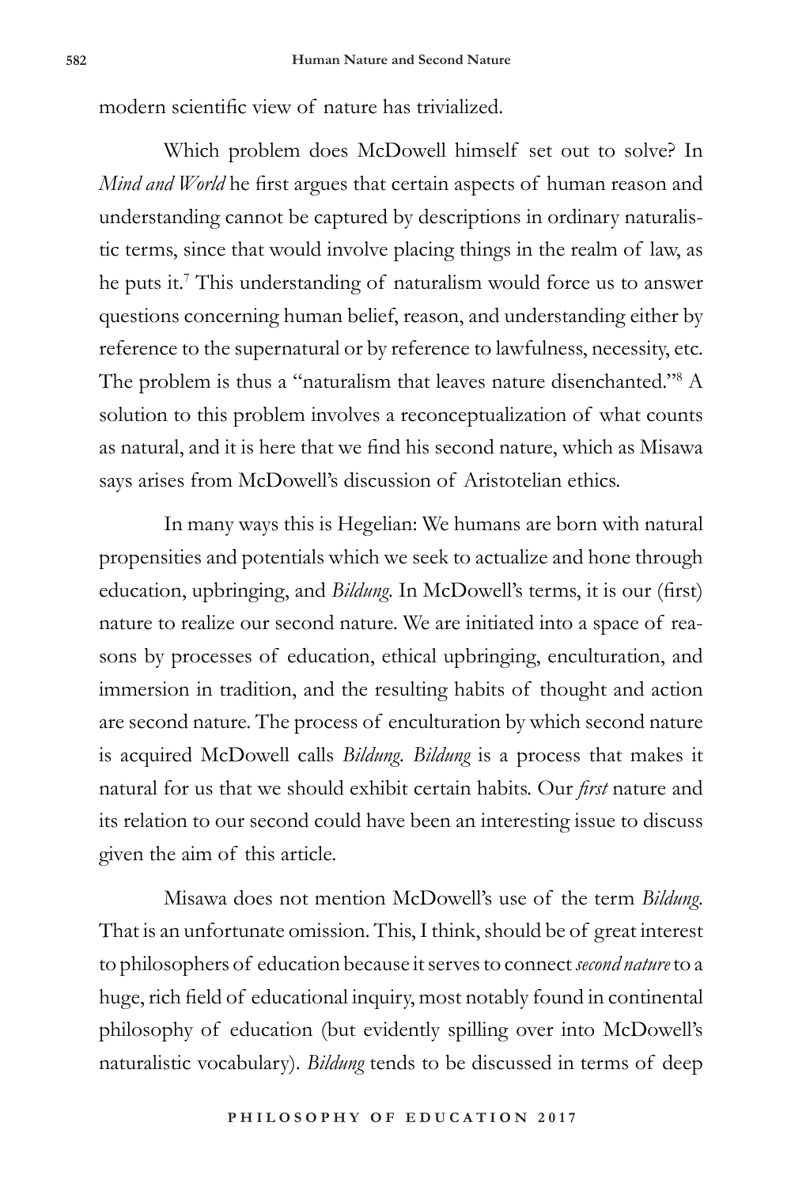modern scientific view of nature has trivialized.

Which problem does McDowell himself set out to solve? In *Mind and World* he first argues that certain aspects of human reason and understanding cannot be captured by descriptions in ordinary naturalistic terms, since that would involve placing things in the realm of law, as he puts it.[7] This understanding of naturalism would force us to answer questions concerning human belief, reason, and understanding either by reference to the supernatural or by reference to lawfulness, necessity, etc. The problem is thus a "naturalism that leaves nature disenchanted."[8] A solution to this problem involves a reconceptualization of what counts as natural, and it is here that we find his second nature, which as Misawa says arises from McDowell's discussion of Aristotelian ethics.

In many ways this is Hegelian: We humans are born with natural propensities and potentials which we seek to actualize and hone through education, upbringing, and *Bildung.* In McDowell's terms, it is our (first) nature to realize our second nature. We are initiated into a space of reasons by processes of education, ethical upbringing, enculturation, and immersion in tradition, and the resulting habits of thought and action are second nature. The process of enculturation by which second nature is acquired McDowell calls *Bildung. Bildung* is a process that makes it natural for us that we should exhibit certain habits. Our *first* nature and its relation to our second could have been an interesting issue to discuss given the aim of this article.

Misawa does not mention McDowell's use of the term *Bildung.* That is an unfortunate omission. This, I think, should be of great interest to philosophers of education because it serves to connect *second nature* to a huge, rich field of educational inquiry, most notably found in continental philosophy of education (but evidently spilling over into McDowell's naturalistic vocabulary). *Bildung* tends to be discussed in terms of deep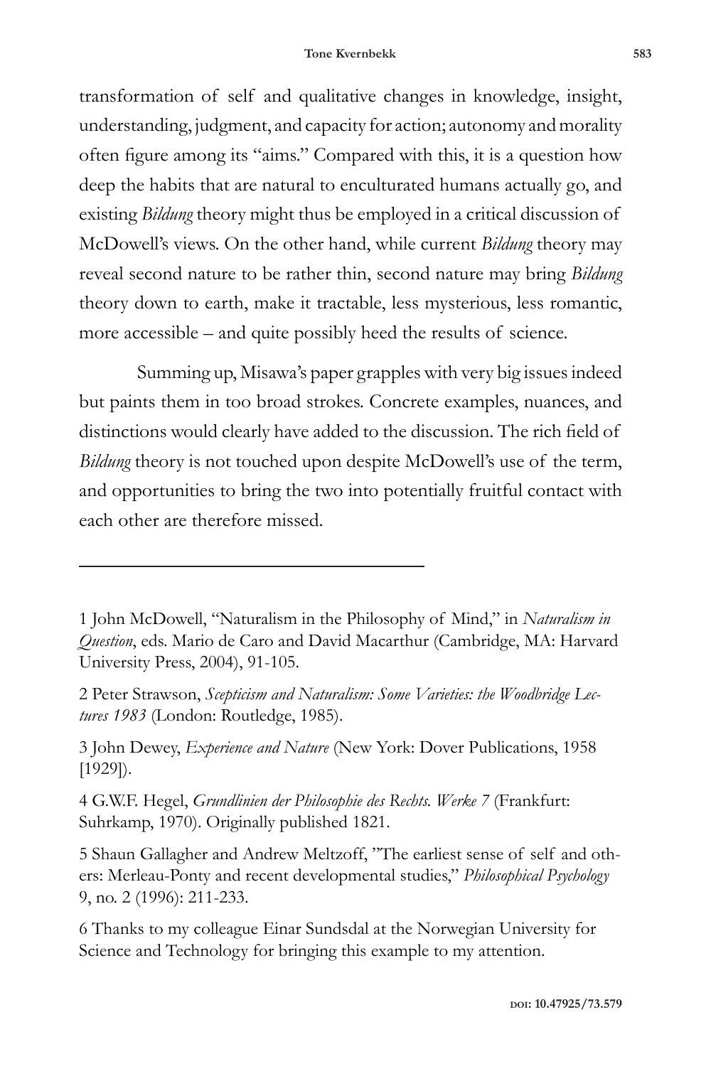transformation of self and qualitative changes in knowledge, insight, understanding, judgment, and capacity for action; autonomy and morality often figure among its "aims." Compared with this, it is a question how deep the habits that are natural to enculturated humans actually go, and existing *Bildung* theory might thus be employed in a critical discussion of McDowell's views. On the other hand, while current *Bildung* theory may reveal second nature to be rather thin, second nature may bring *Bildung* theory down to earth, make it tractable, less mysterious, less romantic, more accessible – and quite possibly heed the results of science.

Summing up, Misawa's paper grapples with very big issues indeed but paints them in too broad strokes. Concrete examples, nuances, and distinctions would clearly have added to the discussion. The rich field of *Bildung* theory is not touched upon despite McDowell's use of the term, and opportunities to bring the two into potentially fruitful contact with each other are therefore missed.

---

1 John McDowell, "Naturalism in the Philosophy of Mind," in *Naturalism in Question*, eds. Mario de Caro and David Macarthur (Cambridge, MA: Harvard University Press, 2004), 91-105.

2 Peter Strawson, *Scepticism and Naturalism: Some Varieties: the Woodbridge Lectures 1983* (London: Routledge, 1985).

3 John Dewey, *Experience and Nature* (New York: Dover Publications, 1958 [1929]).

4 G.W.F. Hegel, *Grundlinien der Philosophie des Rechts. Werke 7* (Frankfurt: Suhrkamp, 1970). Originally published 1821.

5 Shaun Gallagher and Andrew Meltzoff, "The earliest sense of self and others: Merleau-Ponty and recent developmental studies," *Philosophical Psychology* 9, no. 2 (1996): 211-233.

6 Thanks to my colleague Einar Sundsdal at the Norwegian University for Science and Technology for bringing this example to my attention.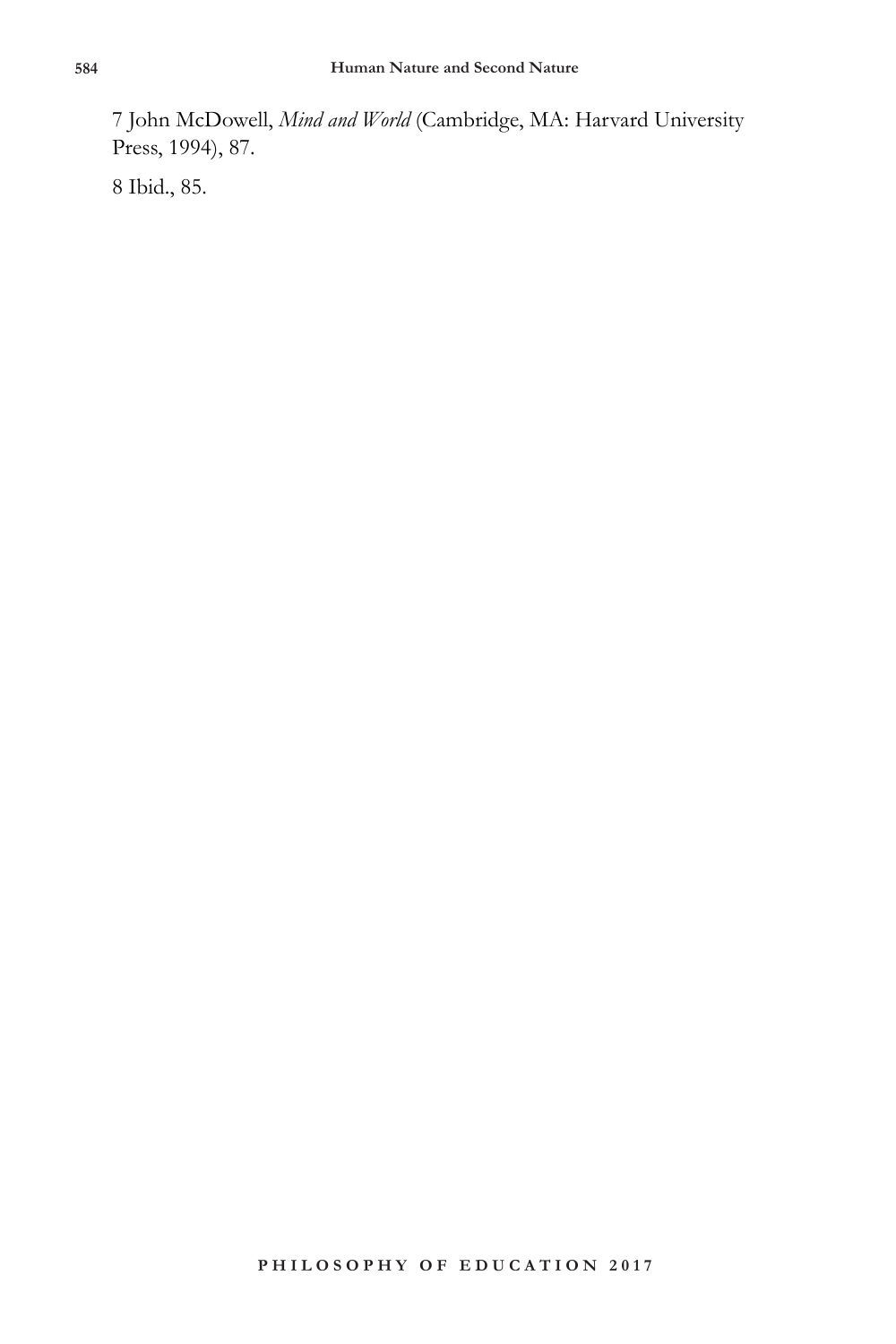7 John McDowell, *Mind and World* (Cambridge, MA: Harvard University Press, 1994), 87.

8 Ibid., 85.